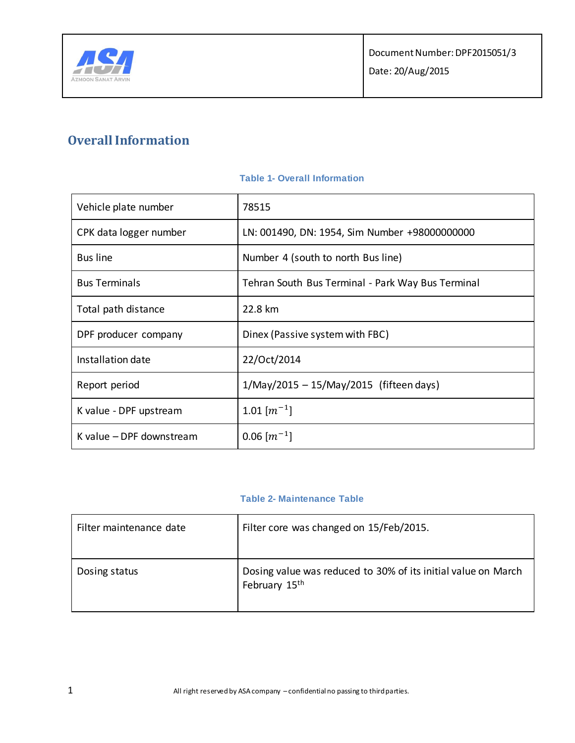| | Document Number: DPF2015051/3 |
|---|---|
| ASA Azmoon Sanat Arvin | Date: 20/Aug/2015 |

# Overall Information

Table 1- Overall Information

| | |
|---|---|
| Vehicle plate number | 78515 |
| CPK data logger number | LN: 001490, DN: 1954, Sim Number +98000000000 |
| Bus line | Number 4 (south to north Bus line) |
| Bus Terminals | Tehran South Bus Terminal - Park Way Bus Terminal |
| Total path distance | 22.8 km |
| DPF producer company | Dinex (Passive system with FBC) |
| Installation date | 22/Oct/2014 |
| Report period | 1/May/2015 – 15/May/2015 (fifteen days) |
| K value - DPF upstream | 1.01 $[m^{-1}]$ |
| K value – DPF downstream | 0.06 $[m^{-1}]$ |

Table 2- Maintenance Table

| | |
|---|---|
| Filter maintenance date | Filter core was changed on 15/Feb/2015. |
| Dosing status | Dosing value was reduced to 30% of its initial value on March February 15$^{th}$ |

All right reserved by ASA company – confidential no passing to third parties.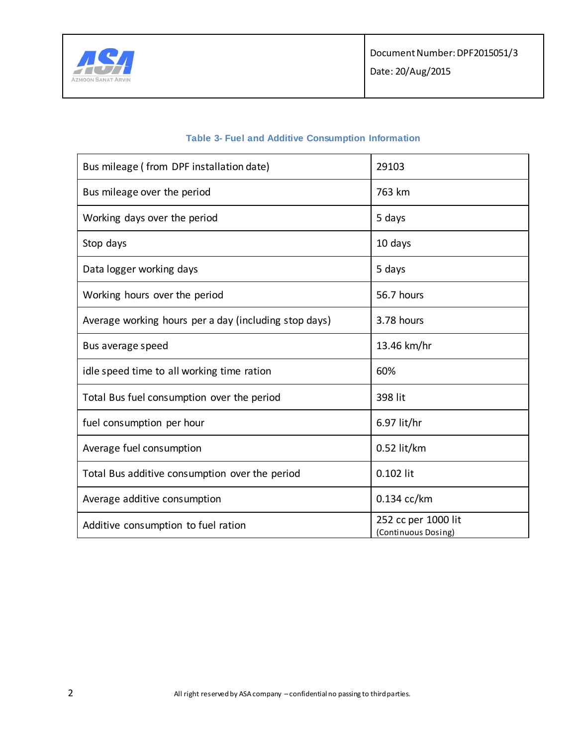**Table 3- Fuel and Additive Consumption Information**

| | |
|---|---|
| Bus mileage ( from DPF installation date) | 29103 |
| Bus mileage over the period | 763 km |
| Working days over the period | 5 days |
| Stop days | 10 days |
| Data logger working days | 5 days |
| Working hours over the period | 56.7 hours |
| Average working hours per a day (including stop days) | 3.78 hours |
| Bus average speed | 13.46 km/hr |
| idle speed time to all working time ration | 60% |
| Total Bus fuel consumption over the period | 398 lit |
| fuel consumption per hour | 6.97 lit/hr |
| Average fuel consumption | 0.52 lit/km |
| Total Bus additive consumption over the period | 0.102 lit |
| Average additive consumption | 0.134 cc/km |
| Additive consumption to fuel ration | 252 cc per 1000 lit (Continuous Dosing) |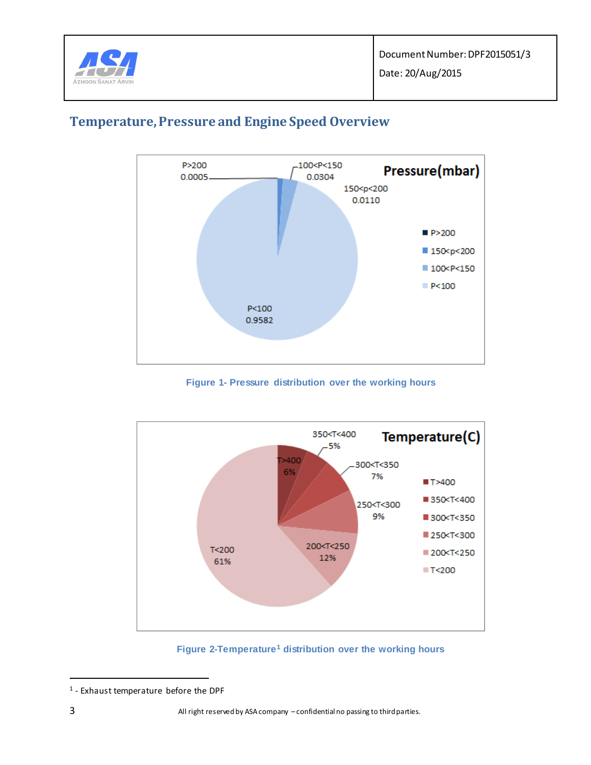## Temperature, Pressure and Engine Speed Overview

Figure 1- Pressure distribution over the working hours

Figure 2-Temperature[1] distribution over the working hours

[1] - Exhaust temperature before the DPF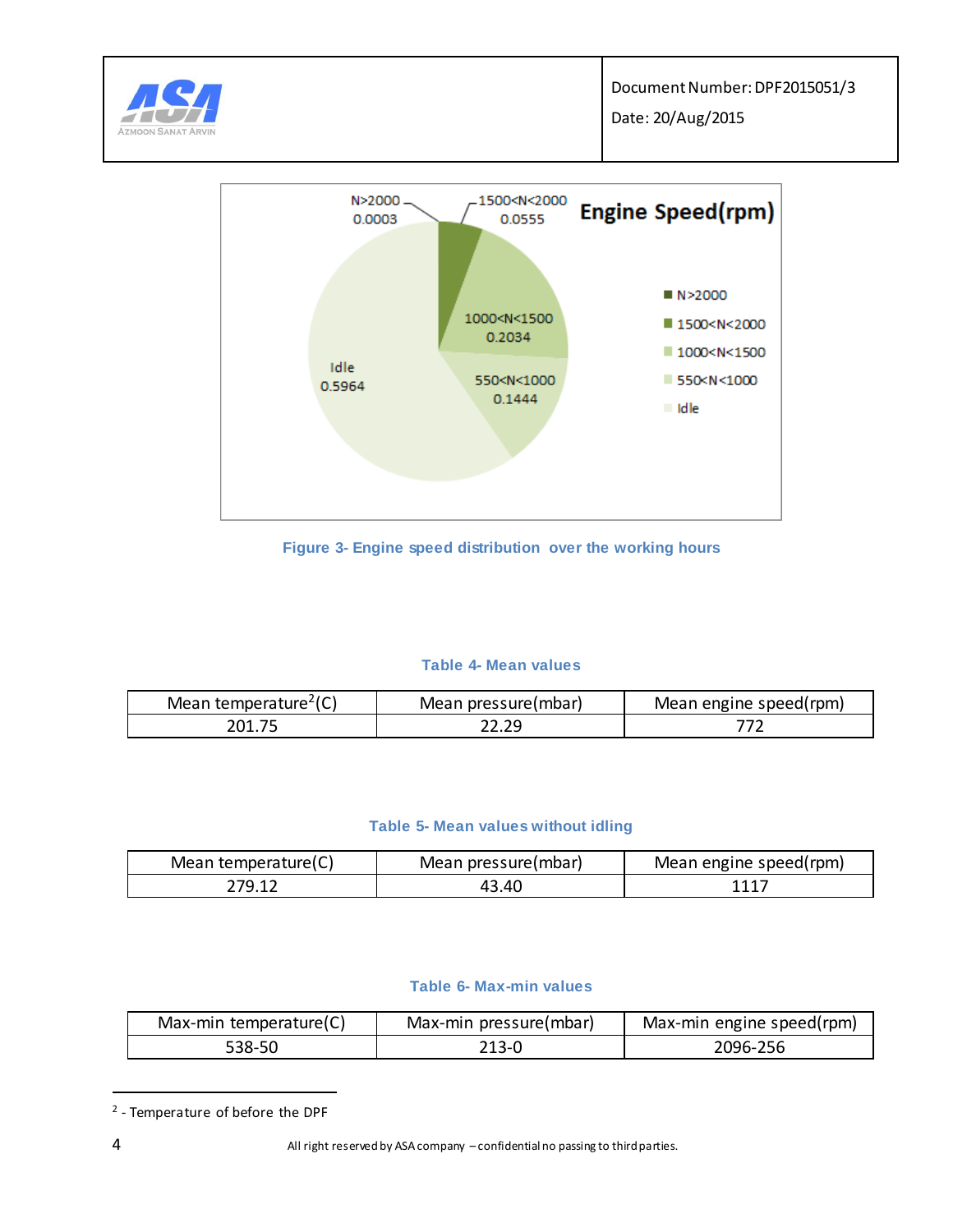Figure 3- Engine speed distribution over the working hours

Table 4- Mean values

| Mean temperature[2](C) | Mean pressure(mbar) | Mean engine speed(rpm) |
|---|---|---|
| 201.75 | 22.29 | 772 |

Table 5- Mean values without idling

| Mean temperature(C) | Mean pressure(mbar) | Mean engine speed(rpm) |
|---|---|---|
| 279.12 | 43.40 | 1117 |

Table 6- Max-min values

| Max-min temperature(C) | Max-min pressure(mbar) | Max-min engine speed(rpm) |
|---|---|---|
| 538-50 | 213-0 | 2096-256 |

[2] - Temperature of before the DPF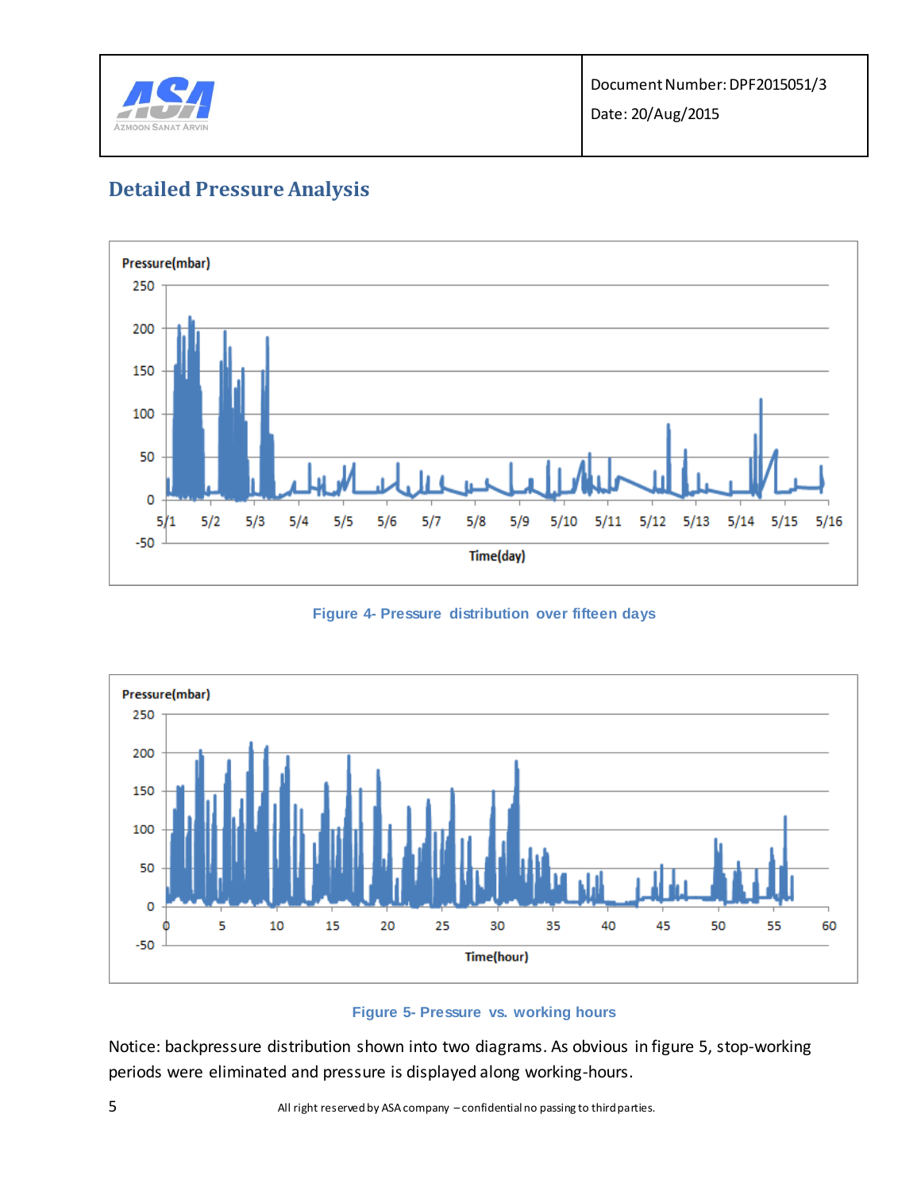## Detailed Pressure Analysis

Figure 4- Pressure distribution over fifteen days

Figure 5- Pressure vs. working hours

Notice: backpressure distribution shown into two diagrams. As obvious in figure 5, stop-working periods were eliminated and pressure is displayed along working-hours.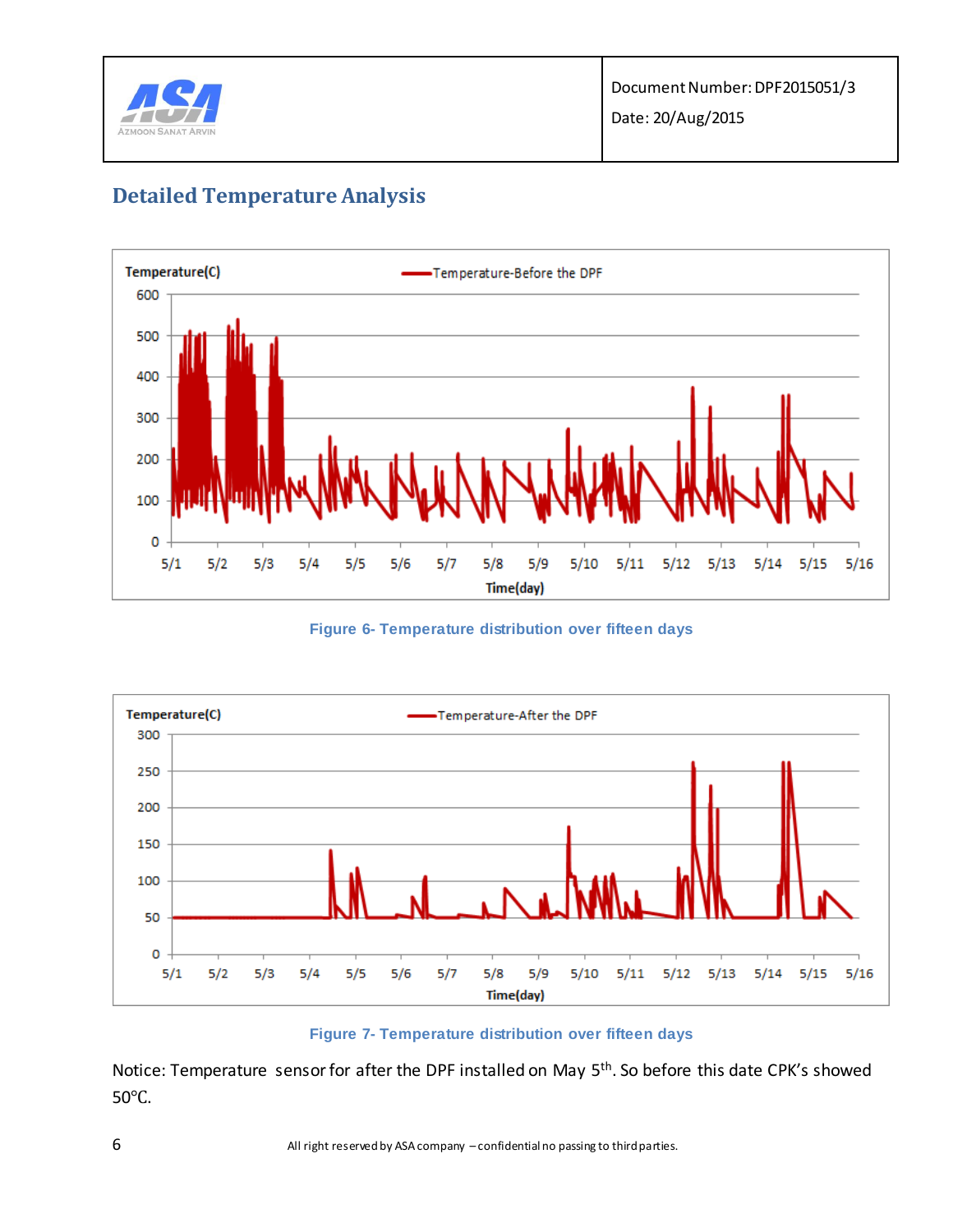## Detailed Temperature Analysis

Figure 6- Temperature distribution over fifteen days

Figure 7- Temperature distribution over fifteen days

Notice: Temperature sensor for after the DPF installed on May 5th. So before this date CPK's showed 50°C.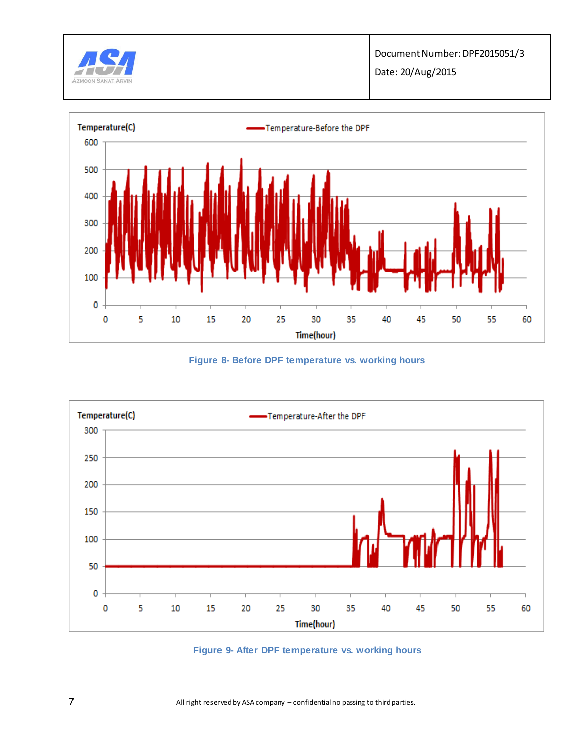Figure 8- Before DPF temperature vs. working hours

Figure 9- After DPF temperature vs. working hours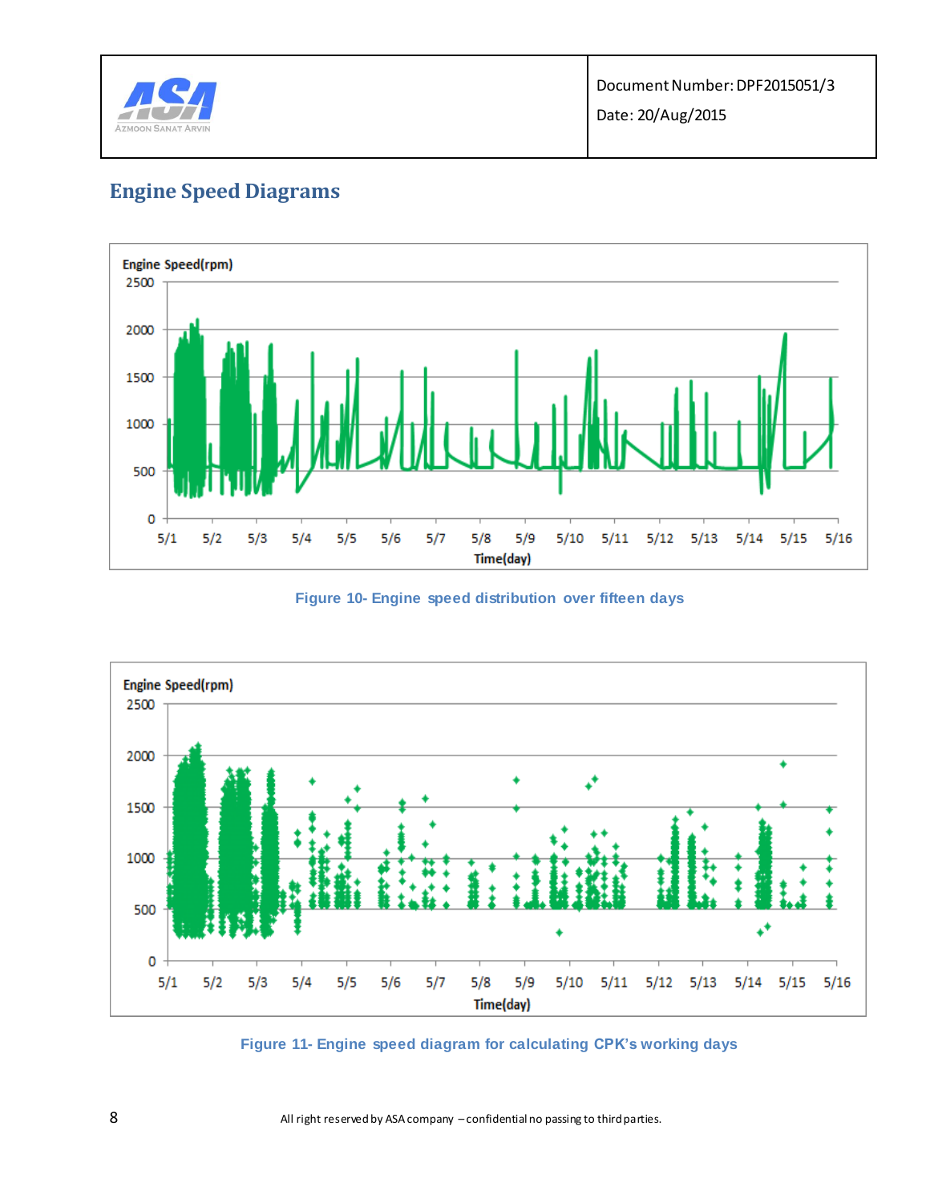## Engine Speed Diagrams

Figure 10- Engine speed distribution over fifteen days

Figure 11- Engine speed diagram for calculating CPK's working days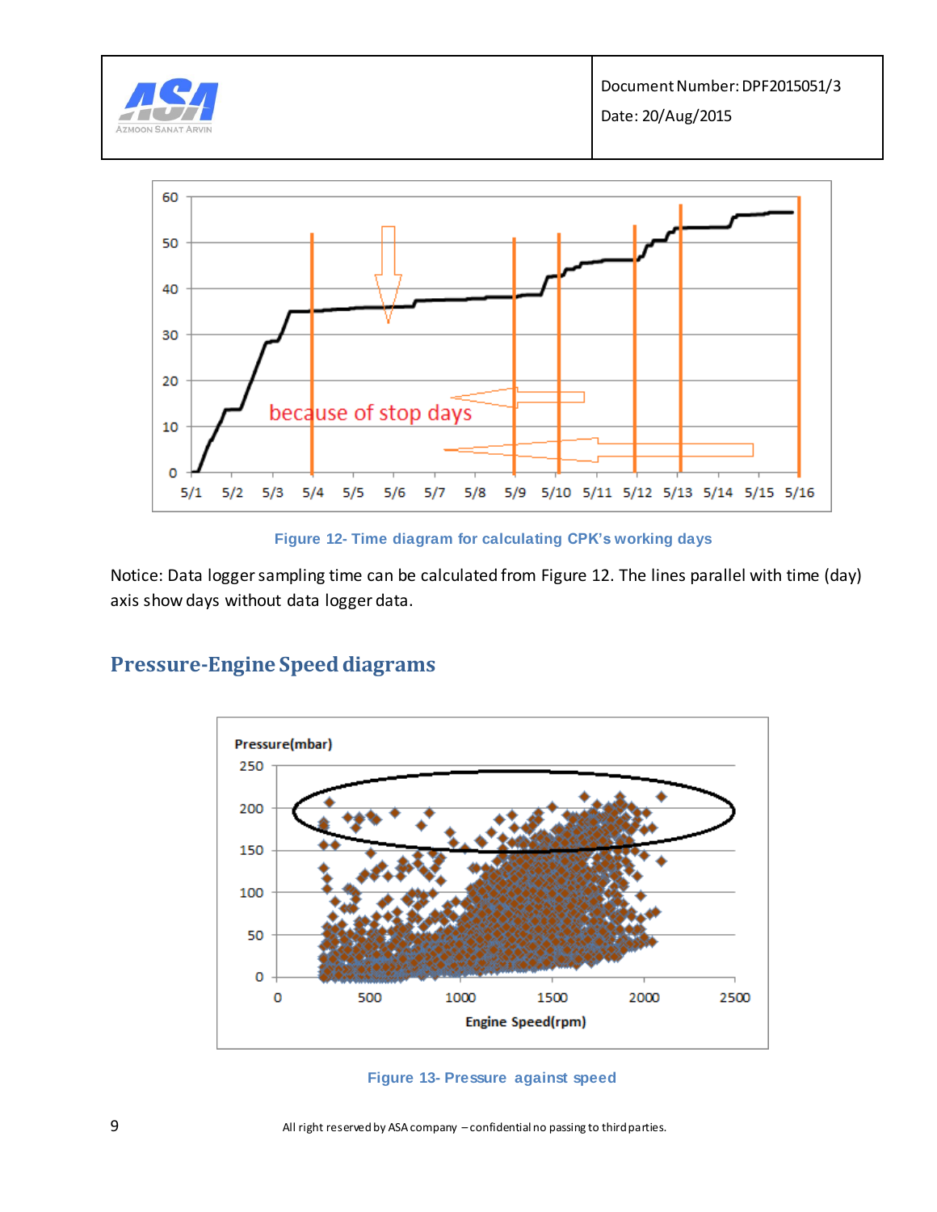Figure 12- Time diagram for calculating CPK's working days

Notice: Data logger sampling time can be calculated from Figure 12. The lines parallel with time (day) axis show days without data logger data.

## Pressure-Engine Speed diagrams

Figure 13- Pressure against speed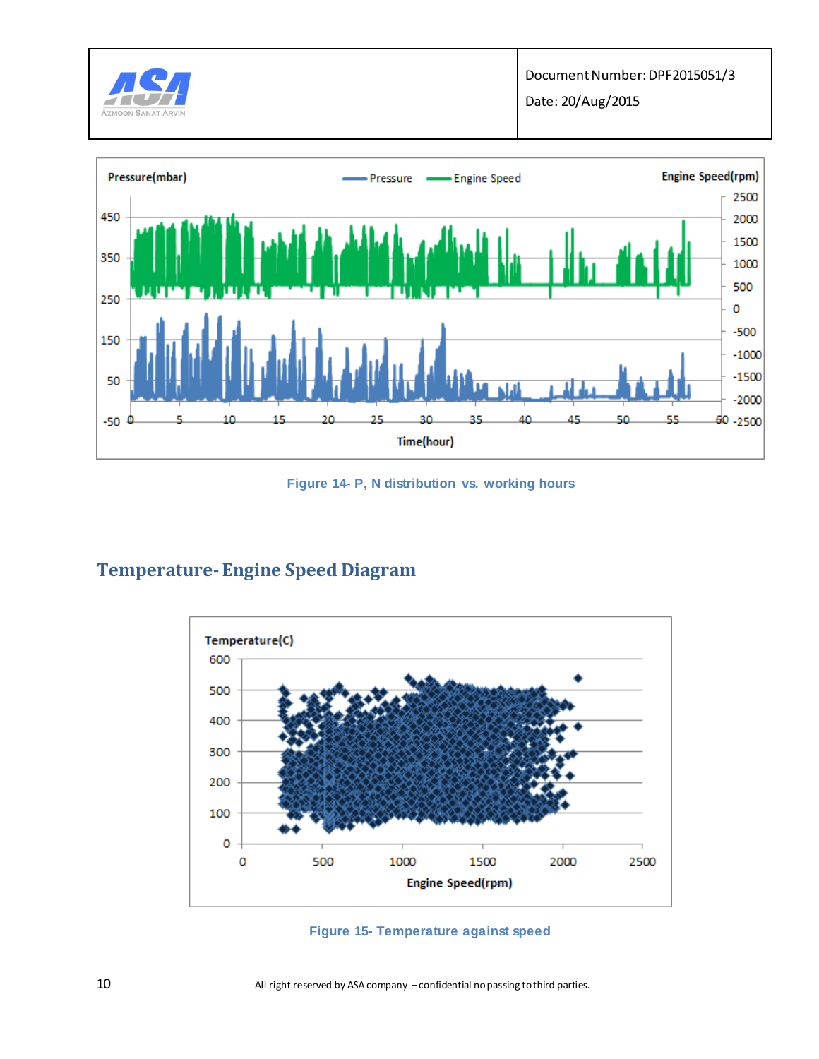Figure 14- P, N distribution vs. working hours

## Temperature- Engine Speed Diagram

Figure 15- Temperature against speed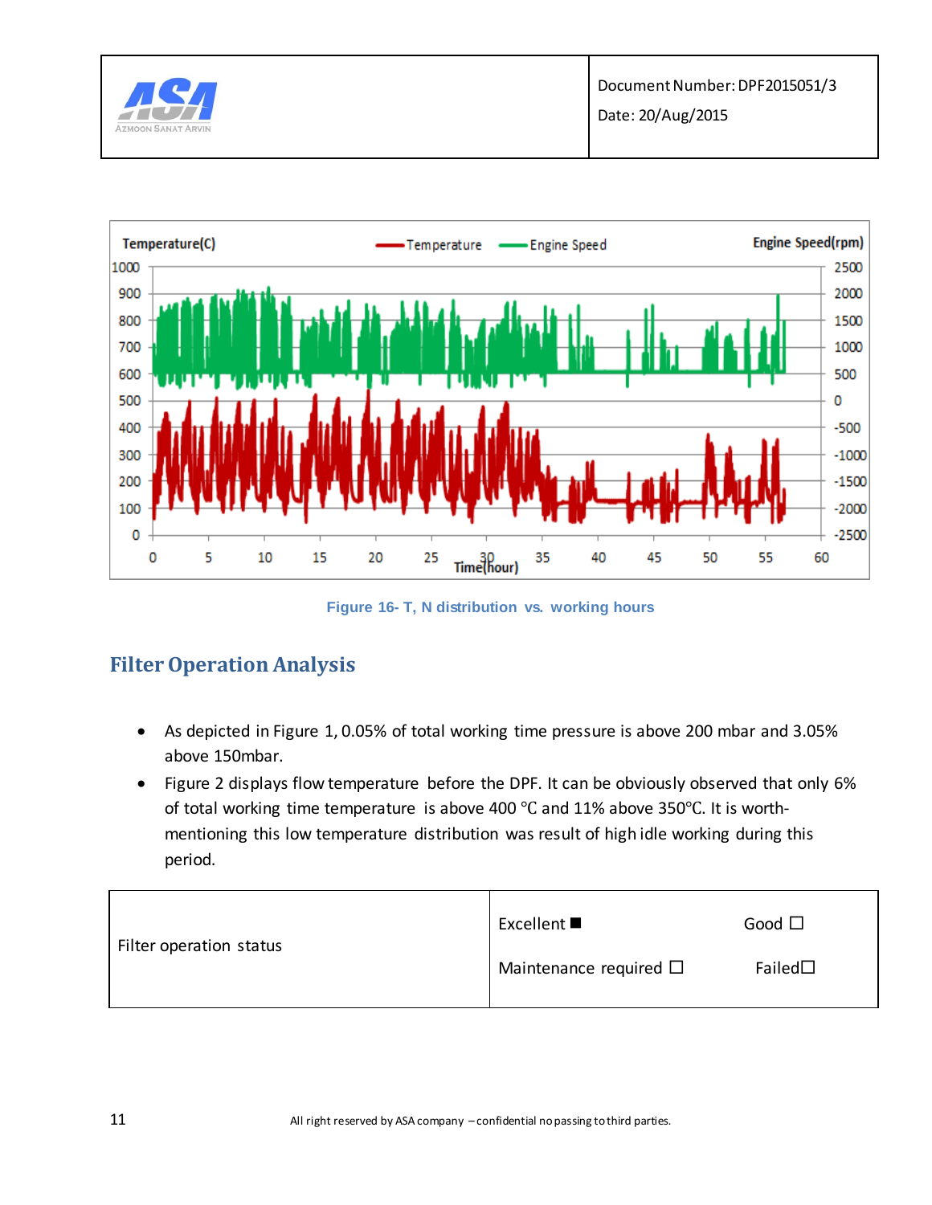Document Number: DPF2015051/3

Date: 20/Aug/2015

Temperature(C)
Temperature
Engine Speed
Engine Speed(rpm)
1000
900
800
700
600
500
400
300
200
100
0
2500
2000
1500
1000
500
0
-500
-1000
-1500
-2000
-2500
0 5 10 15 20 25 30 35 40 45 50 55 60
Time(hour)

Figure 16- T, N distribution vs. working hours

## Filter Operation Analysis

- As depicted in Figure 1, 0.05% of total working time pressure is above 200 mbar and 3.05% above 150mbar.
- Figure 2 displays flow temperature before the DPF. It can be obviously observed that only 6% of total working time temperature is above 400 °C and 11% above 350°C. It is worth-mentioning this low temperature distribution was result of high idle working during this period.

| | | |
|---|---|---|
| Filter operation status | Excellent ■<br>Maintenance required ☐ | Good ☐<br>Failed☐ |

All right reserved by ASA company – confidential no passing to third parties.